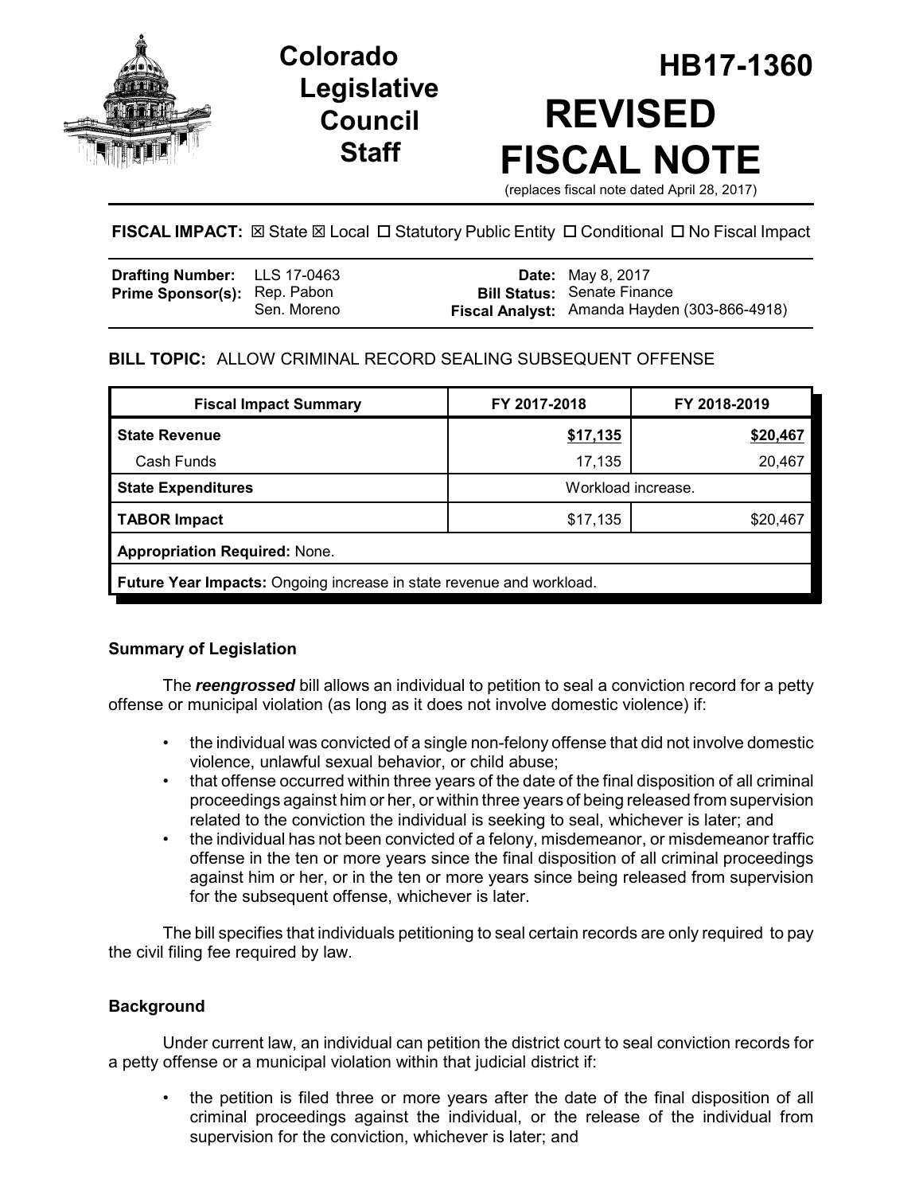# Colorado Legislative Council Staff

# HB17-1360

# REVISED FISCAL NOTE

(replaces fiscal note dated April 28, 2017)

**FISCAL IMPACT:** ☒ State ☒ Local ☐ Statutory Public Entity ☐ Conditional ☐ No Fiscal Impact

| | | | |
|---|---|---|---|
| **Drafting Number:** | LLS 17-0463 | **Date:** | May 8, 2017 |
| **Prime Sponsor(s):** | Rep. Pabon<br>Sen. Moreno | **Bill Status:** | Senate Finance |
| | | **Fiscal Analyst:** | Amanda Hayden (303-866-4918) |

**BILL TOPIC:** ALLOW CRIMINAL RECORD SEALING SUBSEQUENT OFFENSE

| Fiscal Impact Summary | FY 2017-2018 | FY 2018-2019 |
|---|---|---|
| **State Revenue** | **$17,135** | **$20,467** |
| Cash Funds | 17,135 | 20,467 |
| **State Expenditures** | Workload increase. | |
| **TABOR Impact** | $17,135 | $20,467 |
| **Appropriation Required:** None. | | |
| **Future Year Impacts:** Ongoing increase in state revenue and workload. | | |

### Summary of Legislation

The ***reengrossed*** bill allows an individual to petition to seal a conviction record for a petty offense or municipal violation (as long as it does not involve domestic violence) if:

- the individual was convicted of a single non-felony offense that did not involve domestic violence, unlawful sexual behavior, or child abuse;
- that offense occurred within three years of the date of the final disposition of all criminal proceedings against him or her, or within three years of being released from supervision related to the conviction the individual is seeking to seal, whichever is later; and
- the individual has not been convicted of a felony, misdemeanor, or misdemeanor traffic offense in the ten or more years since the final disposition of all criminal proceedings against him or her, or in the ten or more years since being released from supervision for the subsequent offense, whichever is later.

The bill specifies that individuals petitioning to seal certain records are only required to pay the civil filing fee required by law.

### Background

Under current law, an individual can petition the district court to seal conviction records for a petty offense or a municipal violation within that judicial district if:

- the petition is filed three or more years after the date of the final disposition of all criminal proceedings against the individual, or the release of the individual from supervision for the conviction, whichever is later; and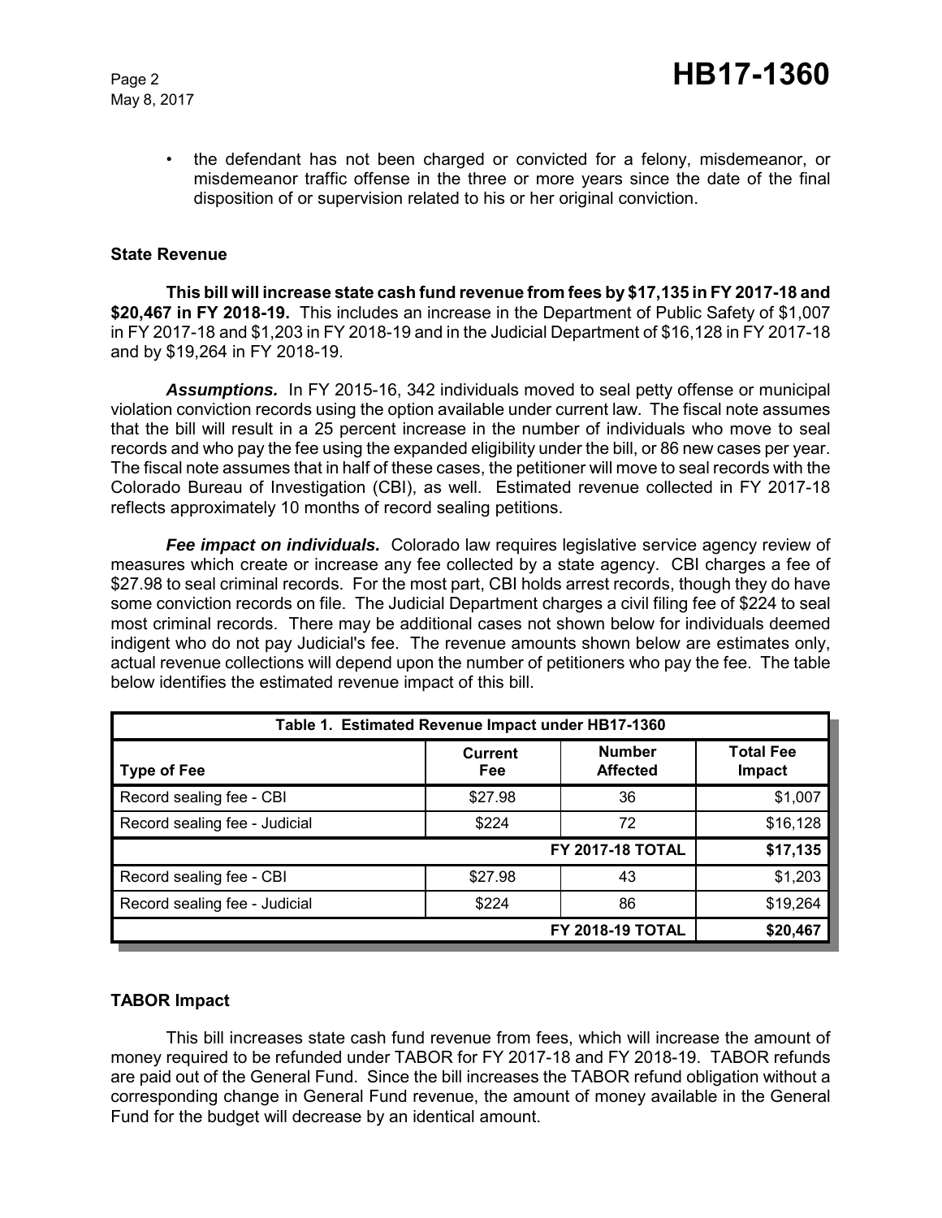- the defendant has not been charged or convicted for a felony, misdemeanor, or misdemeanor traffic offense in the three or more years since the date of the final disposition of or supervision related to his or her original conviction.

### State Revenue

**This bill will increase state cash fund revenue from fees by $17,135 in FY 2017-18 and $20,467 in FY 2018-19.** This includes an increase in the Department of Public Safety of $1,007 in FY 2017-18 and $1,203 in FY 2018-19 and in the Judicial Department of $16,128 in FY 2017-18 and by $19,264 in FY 2018-19.

***Assumptions.*** In FY 2015-16, 342 individuals moved to seal petty offense or municipal violation conviction records using the option available under current law. The fiscal note assumes that the bill will result in a 25 percent increase in the number of individuals who move to seal records and who pay the fee using the expanded eligibility under the bill, or 86 new cases per year. The fiscal note assumes that in half of these cases, the petitioner will move to seal records with the Colorado Bureau of Investigation (CBI), as well. Estimated revenue collected in FY 2017-18 reflects approximately 10 months of record sealing petitions.

***Fee impact on individuals.*** Colorado law requires legislative service agency review of measures which create or increase any fee collected by a state agency. CBI charges a fee of $27.98 to seal criminal records. For the most part, CBI holds arrest records, though they do have some conviction records on file. The Judicial Department charges a civil filing fee of $224 to seal most criminal records. There may be additional cases not shown below for individuals deemed indigent who do not pay Judicial's fee. The revenue amounts shown below are estimates only, actual revenue collections will depend upon the number of petitioners who pay the fee. The table below identifies the estimated revenue impact of this bill.

**Table 1. Estimated Revenue Impact under HB17-1360**

| Type of Fee | Current Fee | Number Affected | Total Fee Impact |
|---|---|---|---|
| Record sealing fee - CBI | $27.98 | 36 | $1,007 |
| Record sealing fee - Judicial | $224 | 72 | $16,128 |
| | | **FY 2017-18 TOTAL** | **$17,135** |
| Record sealing fee - CBI | $27.98 | 43 | $1,203 |
| Record sealing fee - Judicial | $224 | 86 | $19,264 |
| | | **FY 2018-19 TOTAL** | **$20,467** |

### TABOR Impact

This bill increases state cash fund revenue from fees, which will increase the amount of money required to be refunded under TABOR for FY 2017-18 and FY 2018-19. TABOR refunds are paid out of the General Fund. Since the bill increases the TABOR refund obligation without a corresponding change in General Fund revenue, the amount of money available in the General Fund for the budget will decrease by an identical amount.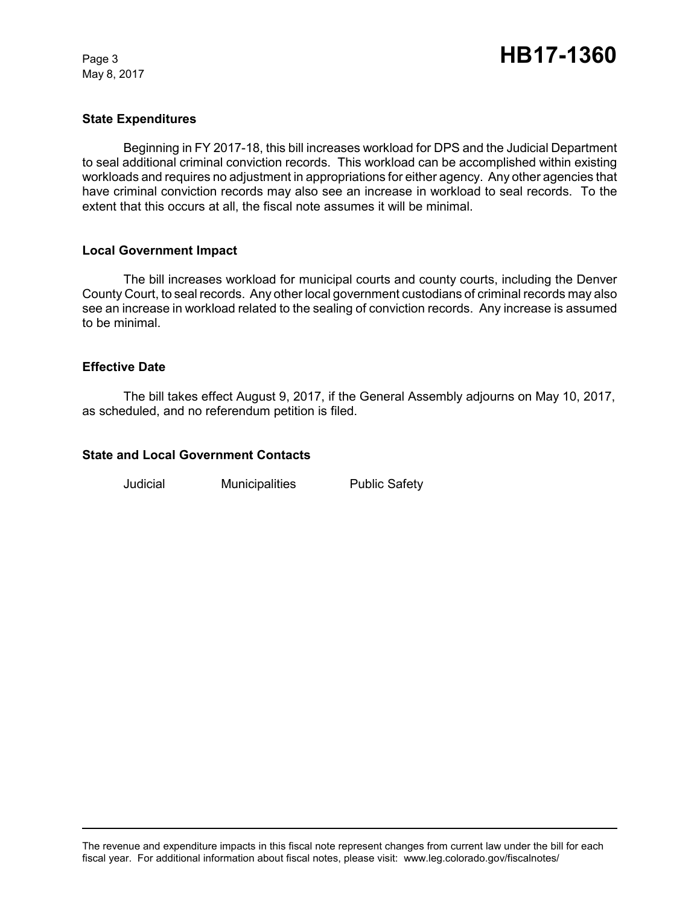## State Expenditures

Beginning in FY 2017-18, this bill increases workload for DPS and the Judicial Department to seal additional criminal conviction records. This workload can be accomplished within existing workloads and requires no adjustment in appropriations for either agency. Any other agencies that have criminal conviction records may also see an increase in workload to seal records. To the extent that this occurs at all, the fiscal note assumes it will be minimal.

## Local Government Impact

The bill increases workload for municipal courts and county courts, including the Denver County Court, to seal records. Any other local government custodians of criminal records may also see an increase in workload related to the sealing of conviction records. Any increase is assumed to be minimal.

## Effective Date

The bill takes effect August 9, 2017, if the General Assembly adjourns on May 10, 2017, as scheduled, and no referendum petition is filed.

## State and Local Government Contacts

Judicial Municipalities Public Safety

The revenue and expenditure impacts in this fiscal note represent changes from current law under the bill for each fiscal year. For additional information about fiscal notes, please visit: www.leg.colorado.gov/fiscalnotes/